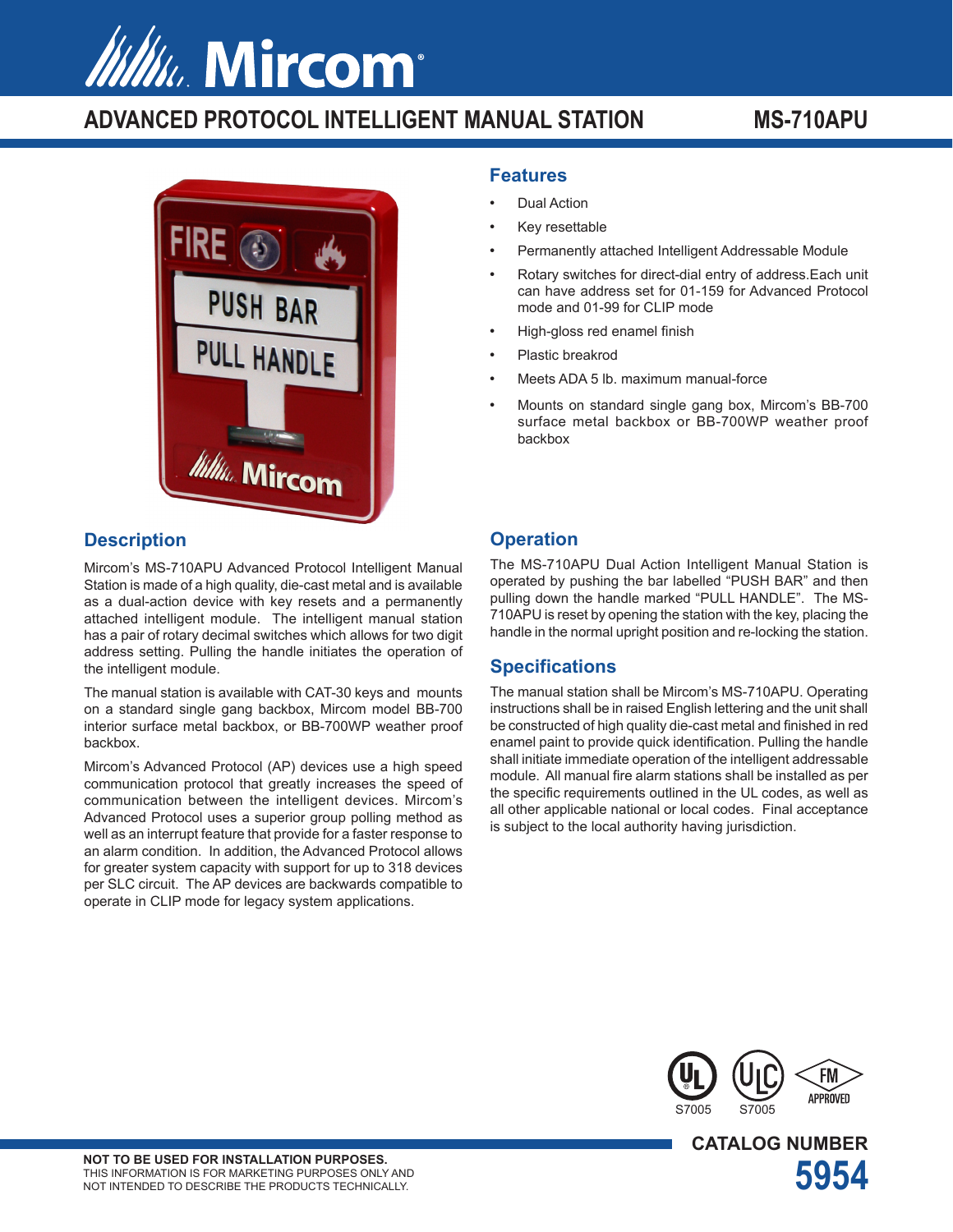# ADVANCED PROTOCOL INTELLIGENT MANUAL STATION

## MS-710APU

## Features

- Dual Action
- Key resettable
- Permanently attached Intelligent Addressable Module
- Rotary switches for direct-dial entry of address.Each unit can have address set for 01-159 for Advanced Protocol mode and 01-99 for CLIP mode
- High-gloss red enamel finish
- Plastic breakrod
- Meets ADA 5 lb. maximum manual-force
- Mounts on standard single gang box, Mircom's BB-700 surface metal backbox or BB-700WP weather proof backbox

## Description

Mircom's MS-710APU Advanced Protocol Intelligent Manual Station is made of a high quality, die-cast metal and is available as a dual-action device with key resets and a permanently attached intelligent module. The intelligent manual station has a pair of rotary decimal switches which allows for two digit address setting. Pulling the handle initiates the operation of the intelligent module.

The manual station is available with CAT-30 keys and mounts on a standard single gang backbox, Mircom model BB-700 interior surface metal backbox, or BB-700WP weather proof backbox.

Mircom's Advanced Protocol (AP) devices use a high speed communication protocol that greatly increases the speed of communication between the intelligent devices. Mircom's Advanced Protocol uses a superior group polling method as well as an interrupt feature that provide for a faster response to an alarm condition. In addition, the Advanced Protocol allows for greater system capacity with support for up to 318 devices per SLC circuit. The AP devices are backwards compatible to operate in CLIP mode for legacy system applications.

## Operation

The MS-710APU Dual Action Intelligent Manual Station is operated by pushing the bar labelled "PUSH BAR" and then pulling down the handle marked "PULL HANDLE". The MS-710APU is reset by opening the station with the key, placing the handle in the normal upright position and re-locking the station.

## Specifications

The manual station shall be Mircom's MS-710APU. Operating instructions shall be in raised English lettering and the unit shall be constructed of high quality die-cast metal and finished in red enamel paint to provide quick identification. Pulling the handle shall initiate immediate operation of the intelligent addressable module. All manual fire alarm stations shall be installed as per the specific requirements outlined in the UL codes, as well as all other applicable national or local codes. Final acceptance is subject to the local authority having jurisdiction.

S7005 S7005 FM APPROVED

**NOT TO BE USED FOR INSTALLATION PURPOSES.**
THIS INFORMATION IS FOR MARKETING PURPOSES ONLY AND NOT INTENDED TO DESCRIBE THE PRODUCTS TECHNICALLY.

**CATALOG NUMBER**
**5954**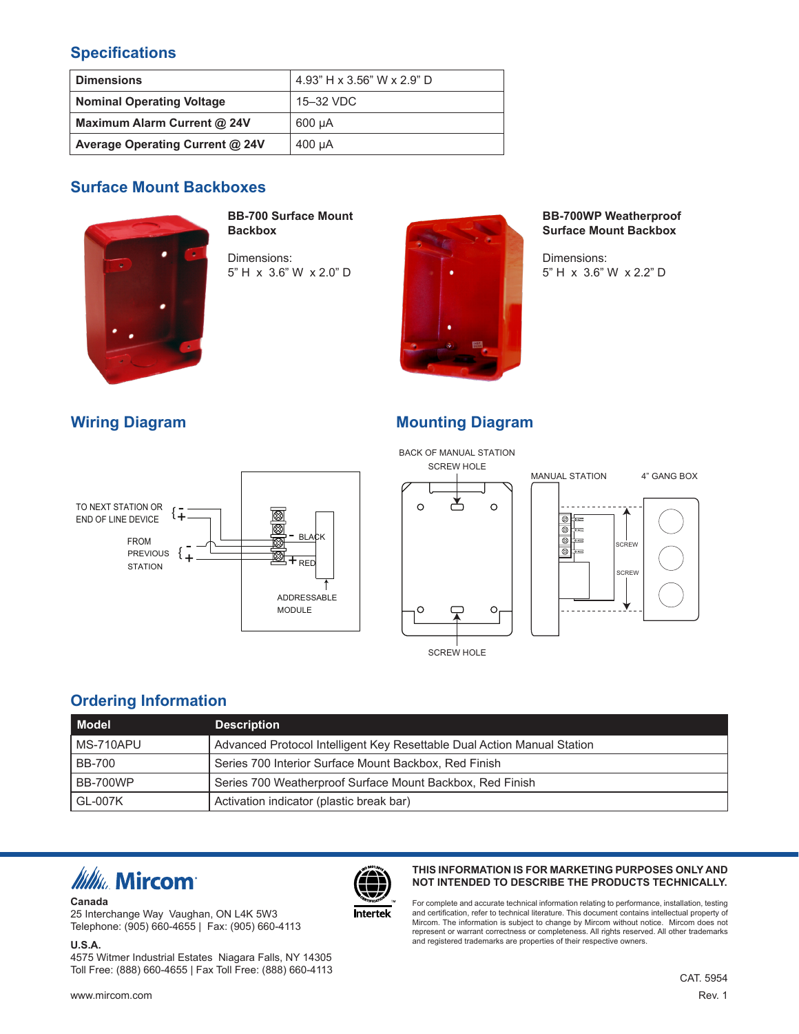## Specifications

| | |
|---|---|
| **Dimensions** | 4.93" H x 3.56" W x 2.9" D |
| **Nominal Operating Voltage** | 15–32 VDC |
| **Maximum Alarm Current @ 24V** | 600 µA |
| **Average Operating Current @ 24V** | 400 µA |

## Surface Mount Backboxes

**BB-700 Surface Mount Backbox**

Dimensions:
5" H x 3.6" W x 2.0" D

**BB-700WP Weatherproof Surface Mount Backbox**

Dimensions:
5" H x 3.6" W x 2.2" D

## Wiring Diagram

TO NEXT STATION OR END OF LINE DEVICE { - + }

FROM PREVIOUS STATION { - + }

- BLACK

+ RED

ADDRESSABLE MODULE

## Mounting Diagram

BACK OF MANUAL STATION

SCREW HOLE

MANUAL STATION

4" GANG BOX

SCREW

SCREW

SCREW HOLE

## Ordering Information

| Model | Description |
|---|---|
| MS-710APU | Advanced Protocol Intelligent Key Resettable Dual Action Manual Station |
| BB-700 | Series 700 Interior Surface Mount Backbox, Red Finish |
| BB-700WP | Series 700 Weatherproof Surface Mount Backbox, Red Finish |
| GL-007K | Activation indicator (plastic break bar) |

**Mircom**

**Canada**
25 Interchange Way Vaughan, ON L4K 5W3
Telephone: (905) 660-4655 | Fax: (905) 660-4113

**U.S.A.**
4575 Witmer Industrial Estates Niagara Falls, NY 14305
Toll Free: (888) 660-4655 | Fax Toll Free: (888) 660-4113

www.mircom.com

Intertek

**THIS INFORMATION IS FOR MARKETING PURPOSES ONLY AND NOT INTENDED TO DESCRIBE THE PRODUCTS TECHNICALLY.**

For complete and accurate technical information relating to performance, installation, testing and certification, refer to technical literature. This document contains intellectual property of Mircom. The information is subject to change by Mircom without notice. Mircom does not represent or warrant correctness or completeness. All rights reserved. All other trademarks and registered trademarks are properties of their respective owners.

CAT. 5954

Rev. 1